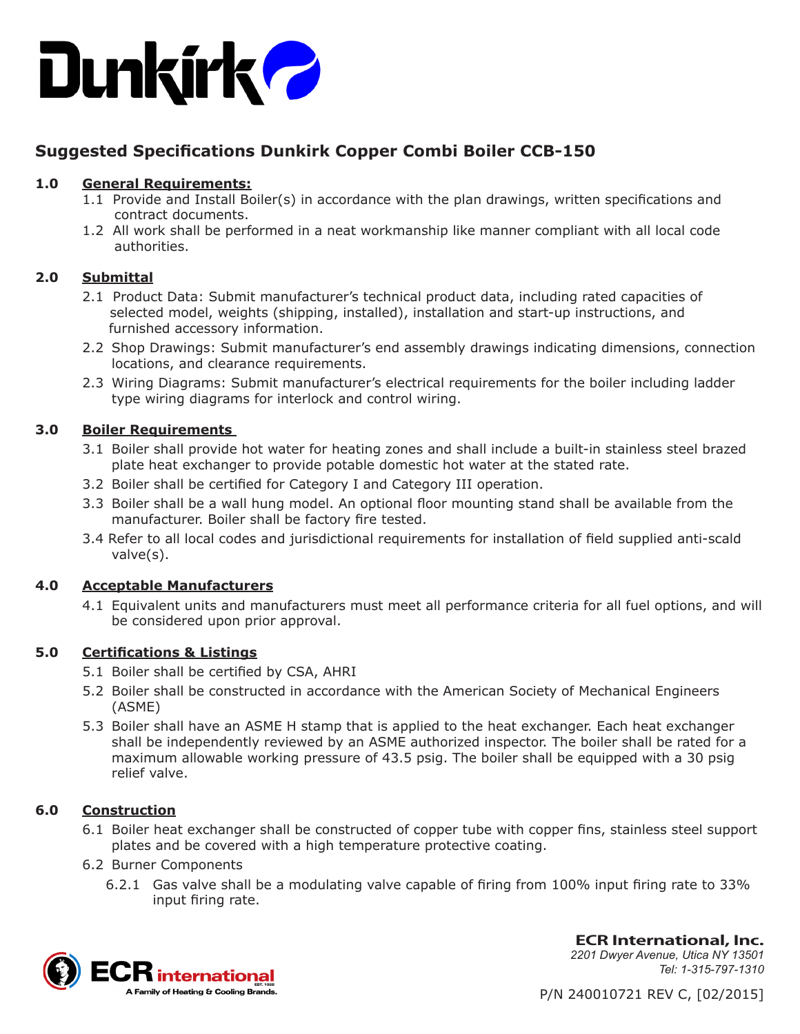# Suggested Specifications Dunkirk Copper Combi Boiler CCB-150

## 1.0 General Requirements:

1.1 Provide and Install Boiler(s) in accordance with the plan drawings, written specifications and contract documents.

1.2 All work shall be performed in a neat workmanship like manner compliant with all local code authorities.

## 2.0 Submittal

2.1 Product Data: Submit manufacturer's technical product data, including rated capacities of selected model, weights (shipping, installed), installation and start-up instructions, and furnished accessory information.

2.2 Shop Drawings: Submit manufacturer's end assembly drawings indicating dimensions, connection locations, and clearance requirements.

2.3 Wiring Diagrams: Submit manufacturer's electrical requirements for the boiler including ladder type wiring diagrams for interlock and control wiring.

## 3.0 Boiler Requirements

3.1 Boiler shall provide hot water for heating zones and shall include a built-in stainless steel brazed plate heat exchanger to provide potable domestic hot water at the stated rate.

3.2 Boiler shall be certified for Category I and Category III operation.

3.3 Boiler shall be a wall hung model. An optional floor mounting stand shall be available from the manufacturer. Boiler shall be factory fire tested.

3.4 Refer to all local codes and jurisdictional requirements for installation of field supplied anti-scald valve(s).

## 4.0 Acceptable Manufacturers

4.1 Equivalent units and manufacturers must meet all performance criteria for all fuel options, and will be considered upon prior approval.

## 5.0 Certifications & Listings

5.1 Boiler shall be certified by CSA, AHRI

5.2 Boiler shall be constructed in accordance with the American Society of Mechanical Engineers (ASME)

5.3 Boiler shall have an ASME H stamp that is applied to the heat exchanger. Each heat exchanger shall be independently reviewed by an ASME authorized inspector. The boiler shall be rated for a maximum allowable working pressure of 43.5 psig. The boiler shall be equipped with a 30 psig relief valve.

## 6.0 Construction

6.1 Boiler heat exchanger shall be constructed of copper tube with copper fins, stainless steel support plates and be covered with a high temperature protective coating.

6.2 Burner Components

6.2.1 Gas valve shall be a modulating valve capable of firing from 100% input firing rate to 33% input firing rate.

**ECR International, Inc.**
*2201 Dwyer Avenue, Utica NY 13501*
*Tel: 1-315-797-1310*

P/N 240010721 REV C, [02/2015]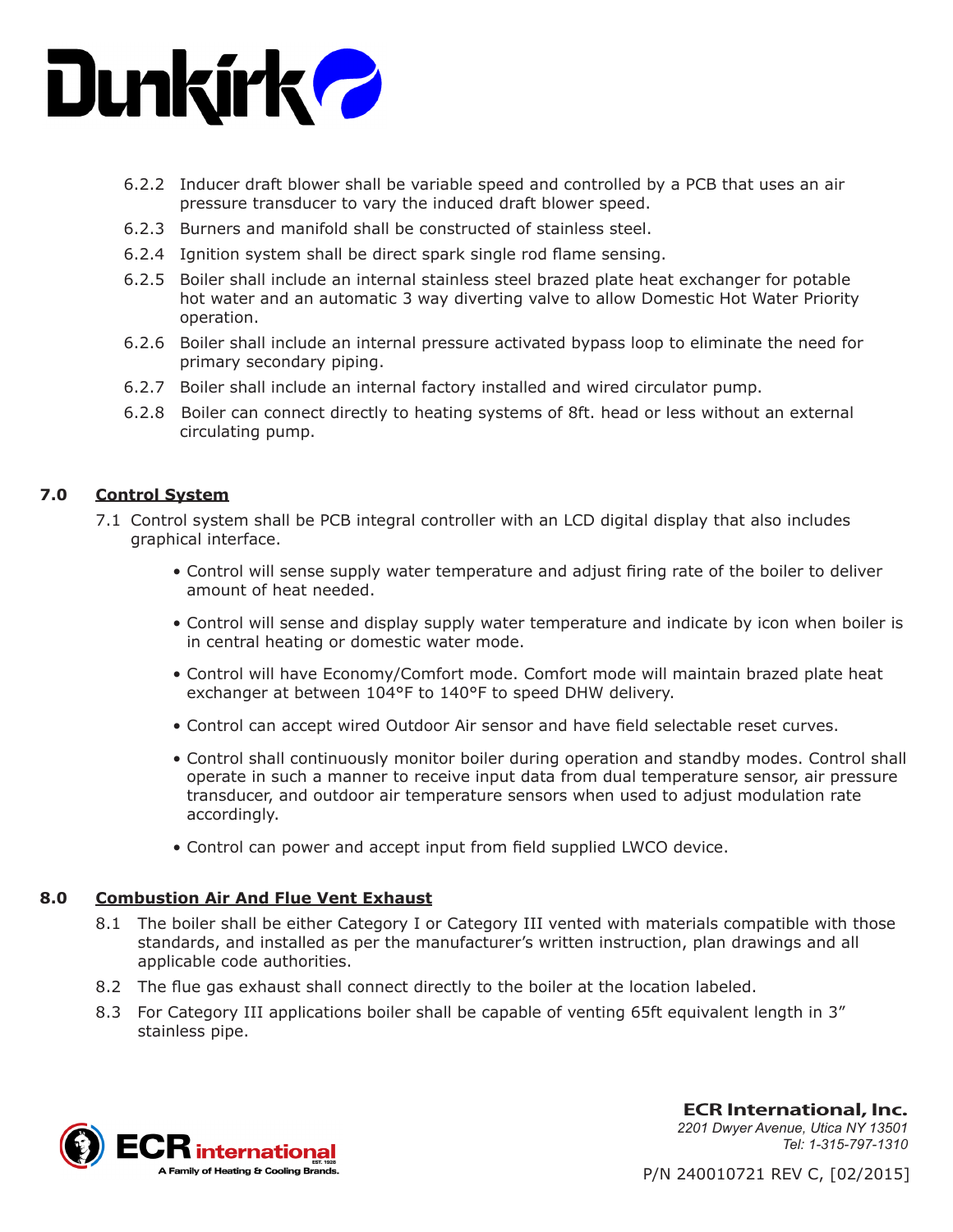6.2.2 Inducer draft blower shall be variable speed and controlled by a PCB that uses an air pressure transducer to vary the induced draft blower speed.

6.2.3 Burners and manifold shall be constructed of stainless steel.

6.2.4 Ignition system shall be direct spark single rod flame sensing.

6.2.5 Boiler shall include an internal stainless steel brazed plate heat exchanger for potable hot water and an automatic 3 way diverting valve to allow Domestic Hot Water Priority operation.

6.2.6 Boiler shall include an internal pressure activated bypass loop to eliminate the need for primary secondary piping.

6.2.7 Boiler shall include an internal factory installed and wired circulator pump.

6.2.8 Boiler can connect directly to heating systems of 8ft. head or less without an external circulating pump.

## 7.0 Control System

7.1 Control system shall be PCB integral controller with an LCD digital display that also includes graphical interface.

- Control will sense supply water temperature and adjust firing rate of the boiler to deliver amount of heat needed.
- Control will sense and display supply water temperature and indicate by icon when boiler is in central heating or domestic water mode.
- Control will have Economy/Comfort mode. Comfort mode will maintain brazed plate heat exchanger at between 104°F to 140°F to speed DHW delivery.
- Control can accept wired Outdoor Air sensor and have field selectable reset curves.
- Control shall continuously monitor boiler during operation and standby modes. Control shall operate in such a manner to receive input data from dual temperature sensor, air pressure transducer, and outdoor air temperature sensors when used to adjust modulation rate accordingly.
- Control can power and accept input from field supplied LWCO device.

## 8.0 Combustion Air And Flue Vent Exhaust

8.1 The boiler shall be either Category I or Category III vented with materials compatible with those standards, and installed as per the manufacturer's written instruction, plan drawings and all applicable code authorities.

8.2 The flue gas exhaust shall connect directly to the boiler at the location labeled.

8.3 For Category III applications boiler shall be capable of venting 65ft equivalent length in 3" stainless pipe.

**ECR International, Inc.**
*2201 Dwyer Avenue, Utica NY 13501*
*Tel: 1-315-797-1310*

P/N 240010721 REV C, [02/2015]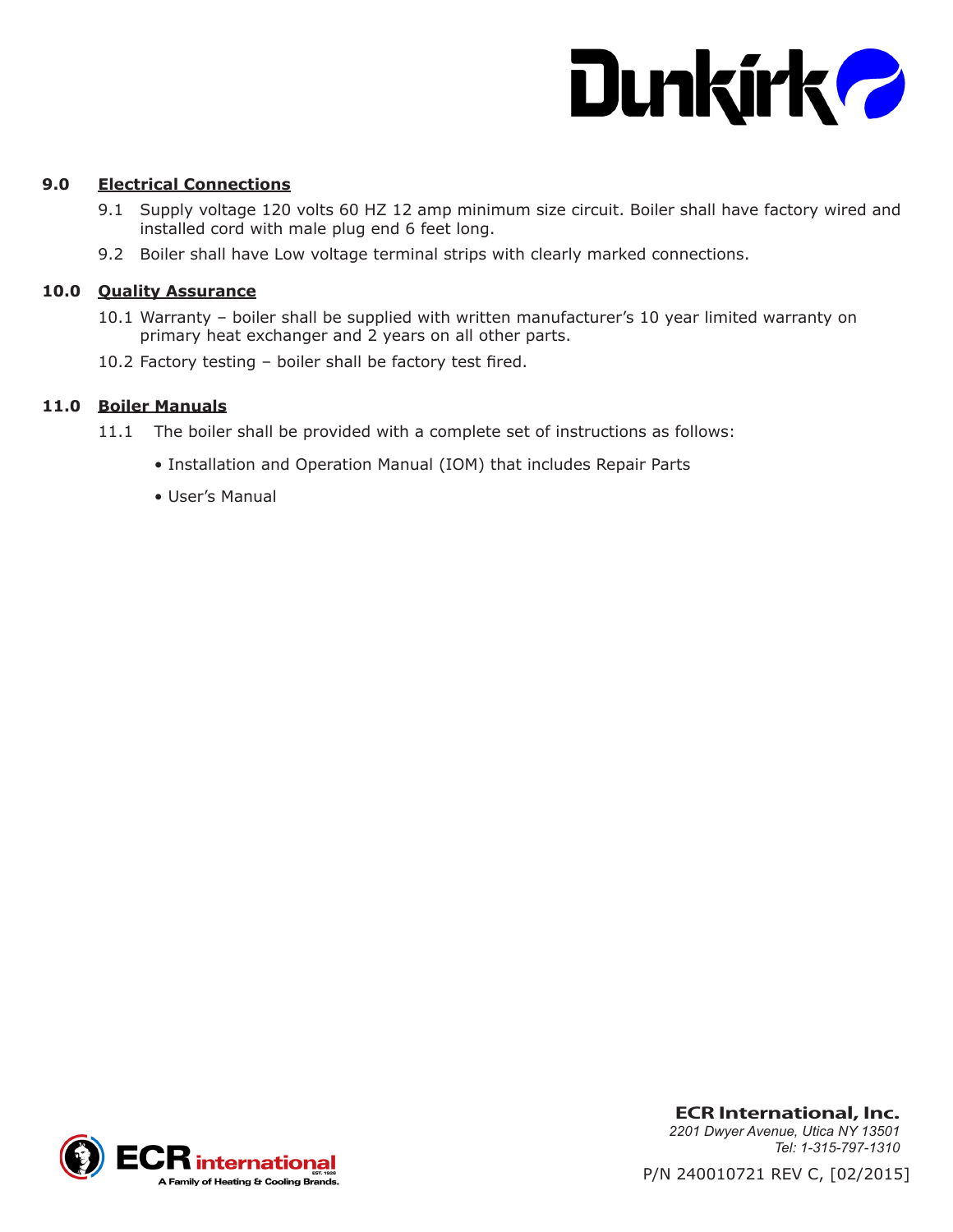## 9.0 Electrical Connections

9.1 Supply voltage 120 volts 60 HZ 12 amp minimum size circuit. Boiler shall have factory wired and installed cord with male plug end 6 feet long.

9.2 Boiler shall have Low voltage terminal strips with clearly marked connections.

## 10.0 Quality Assurance

10.1 Warranty – boiler shall be supplied with written manufacturer's 10 year limited warranty on primary heat exchanger and 2 years on all other parts.

10.2 Factory testing – boiler shall be factory test fired.

## 11.0 Boiler Manuals

11.1 The boiler shall be provided with a complete set of instructions as follows:

- Installation and Operation Manual (IOM) that includes Repair Parts
- User's Manual

**ECR International, Inc.**
*2201 Dwyer Avenue, Utica NY 13501*
*Tel: 1-315-797-1310*

P/N 240010721 REV C, [02/2015]